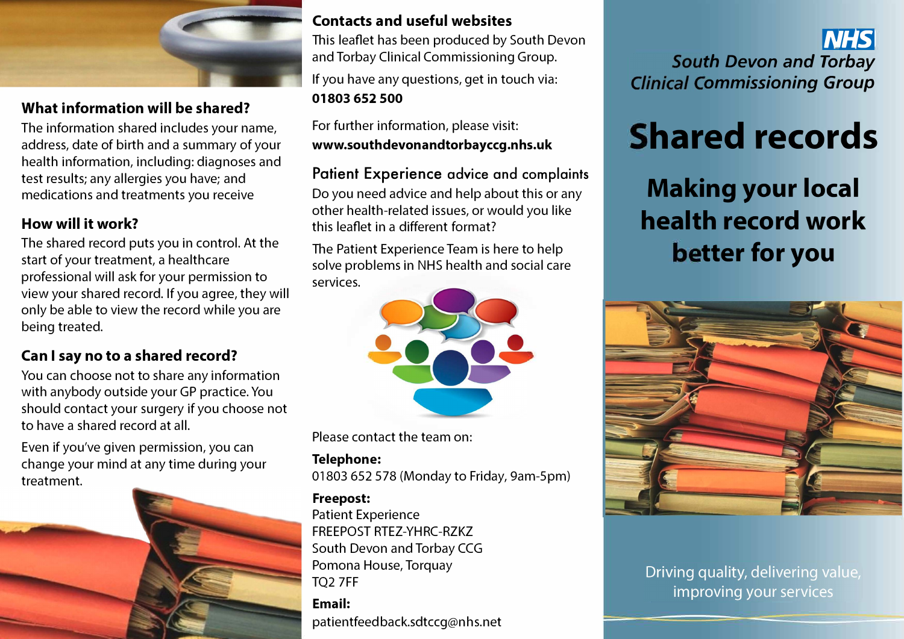## What information will be shared?

The information shared includes your name, address, date of birth and a summary of your health information, including: diagnoses and test results; any allergies you have; and medications and treatments you receive

## How will it work?

The shared record puts you in control. At the start of your treatment, a healthcare professional will ask for your permission to view your shared record. If you agree, they will only be able to view the record while you are being treated.

## Can I say no to a shared record?

You can choose not to share any information with anybody outside your GP practice. You should contact your surgery if you choose not to have a shared record at all.

Even if you've given permission, you can change your mind at any time during your treatment.

## Contacts and useful websites

This leaflet has been produced by South Devon and Torbay Clinical Commissioning Group.

If you have any questions, get in touch via:
**01803 652 500**

For further information, please visit:
**www.southdevonandtorbayccg.nhs.uk**

## Patient Experience advice and complaints

Do you need advice and help about this or any other health-related issues, or would you like this leaflet in a different format?

The Patient Experience Team is here to help solve problems in NHS health and social care services.

Please contact the team on:

**Telephone:**
01803 652 578 (Monday to Friday, 9am-5pm)

**Freepost:**
Patient Experience
FREEPOST RTEZ-YHRC-RZKZ
South Devon and Torbay CCG
Pomona House, Torquay
TQ2 7FF

**Email:**
patientfeedback.sdtccg@nhs.net

NHS
*South Devon and Torbay Clinical Commissioning Group*

# Shared records

## Making your local health record work better for you

Driving quality, delivering value, improving your services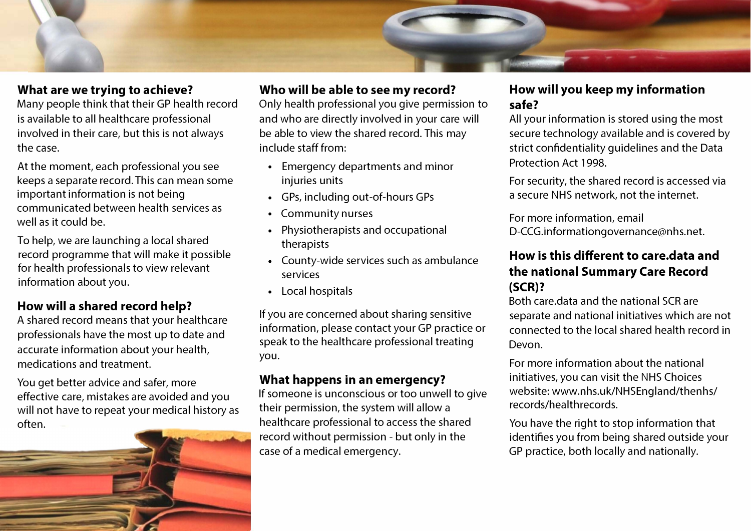## What are we trying to achieve?

Many people think that their GP health record is available to all healthcare professional involved in their care, but this is not always the case.

At the moment, each professional you see keeps a separate record. This can mean some important information is not being communicated between health services as well as it could be.

To help, we are launching a local shared record programme that will make it possible for health professionals to view relevant information about you.

## How will a shared record help?

A shared record means that your healthcare professionals have the most up to date and accurate information about your health, medications and treatment.

You get better advice and safer, more effective care, mistakes are avoided and you will not have to repeat your medical history as often.

## Who will be able to see my record?

Only health professional you give permission to and who are directly involved in your care will be able to view the shared record. This may include staff from:

- Emergency departments and minor injuries units
- GPs, including out-of-hours GPs
- Community nurses
- Physiotherapists and occupational therapists
- County-wide services such as ambulance services
- Local hospitals

If you are concerned about sharing sensitive information, please contact your GP practice or speak to the healthcare professional treating you.

## What happens in an emergency?

If someone is unconscious or too unwell to give their permission, the system will allow a healthcare professional to access the shared record without permission - but only in the case of a medical emergency.

## How will you keep my information safe?

All your information is stored using the most secure technology available and is covered by strict confidentiality guidelines and the Data Protection Act 1998.

For security, the shared record is accessed via a secure NHS network, not the internet.

For more information, email D-CCG.informationgovernance@nhs.net.

## How is this different to care.data and the national Summary Care Record (SCR)?

Both care.data and the national SCR are separate and national initiatives which are not connected to the local shared health record in Devon.

For more information about the national initiatives, you can visit the NHS Choices website: www.nhs.uk/NHSEngland/thenhs/records/healthrecords.

You have the right to stop information that identifies you from being shared outside your GP practice, both locally and nationally.